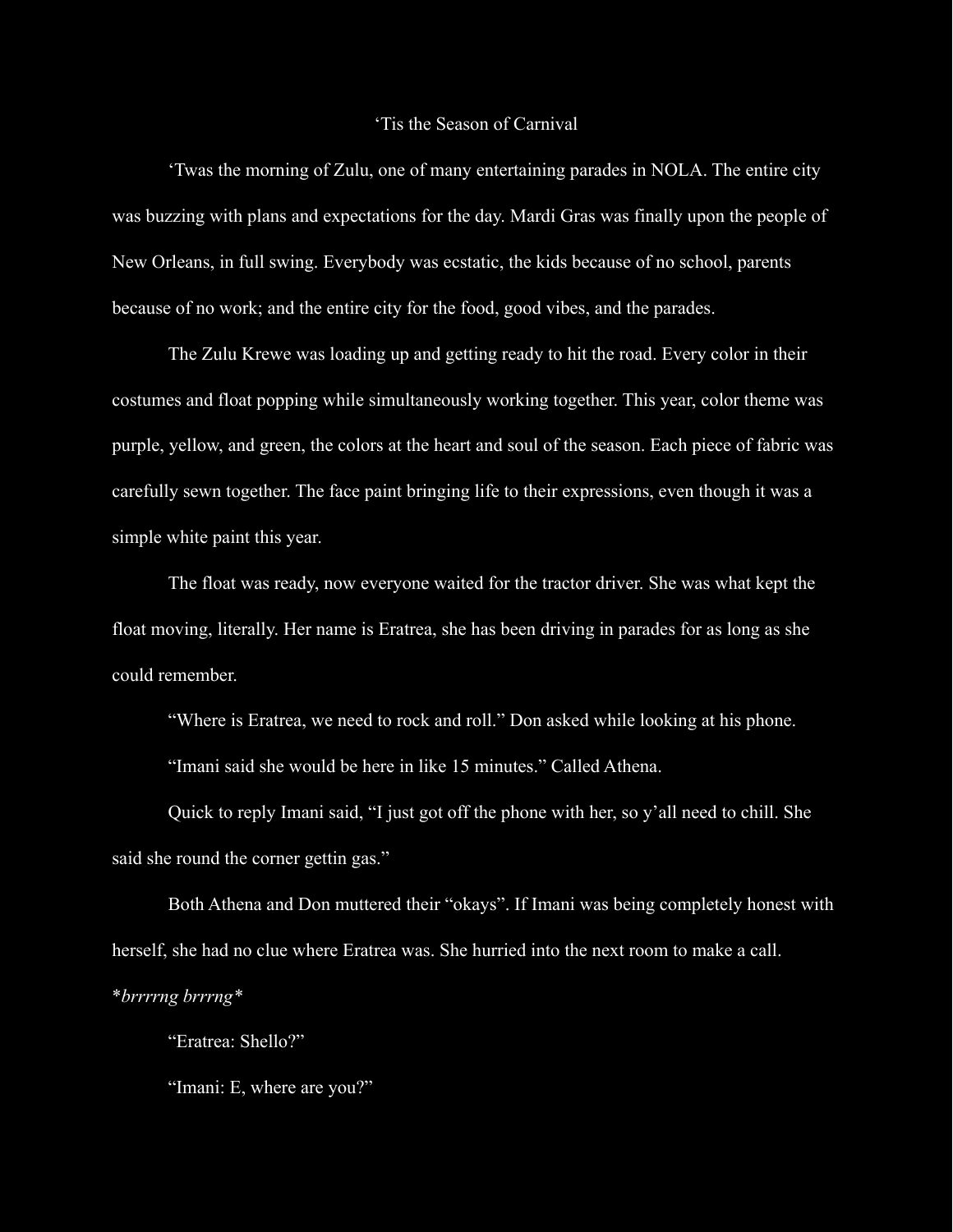# ‘Tis the Season of Carnival

‘Twas the morning of Zulu, one of many entertaining parades in NOLA. The entire city was buzzing with plans and expectations for the day. Mardi Gras was finally upon the people of New Orleans, in full swing. Everybody was ecstatic, the kids because of no school, parents because of no work; and the entire city for the food, good vibes, and the parades.

The Zulu Krewe was loading up and getting ready to hit the road. Every color in their costumes and float popping while simultaneously working together. This year, color theme was purple, yellow, and green, the colors at the heart and soul of the season. Each piece of fabric was carefully sewn together. The face paint bringing life to their expressions, even though it was a simple white paint this year.

The float was ready, now everyone waited for the tractor driver. She was what kept the float moving, literally. Her name is Eratrea, she has been driving in parades for as long as she could remember.

“Where is Eratrea, we need to rock and roll.” Don asked while looking at his phone.

“Imani said she would be here in like 15 minutes.” Called Athena.

Quick to reply Imani said, “I just got off the phone with her, so y’all need to chill. She said she round the corner gettin gas.”

Both Athena and Don muttered their “okays”. If Imani was being completely honest with herself, she had no clue where Eratrea was. She hurried into the next room to make a call.

*\*brrrrng brrrng\**

“Eratrea: Shello?”

“Imani: E, where are you?”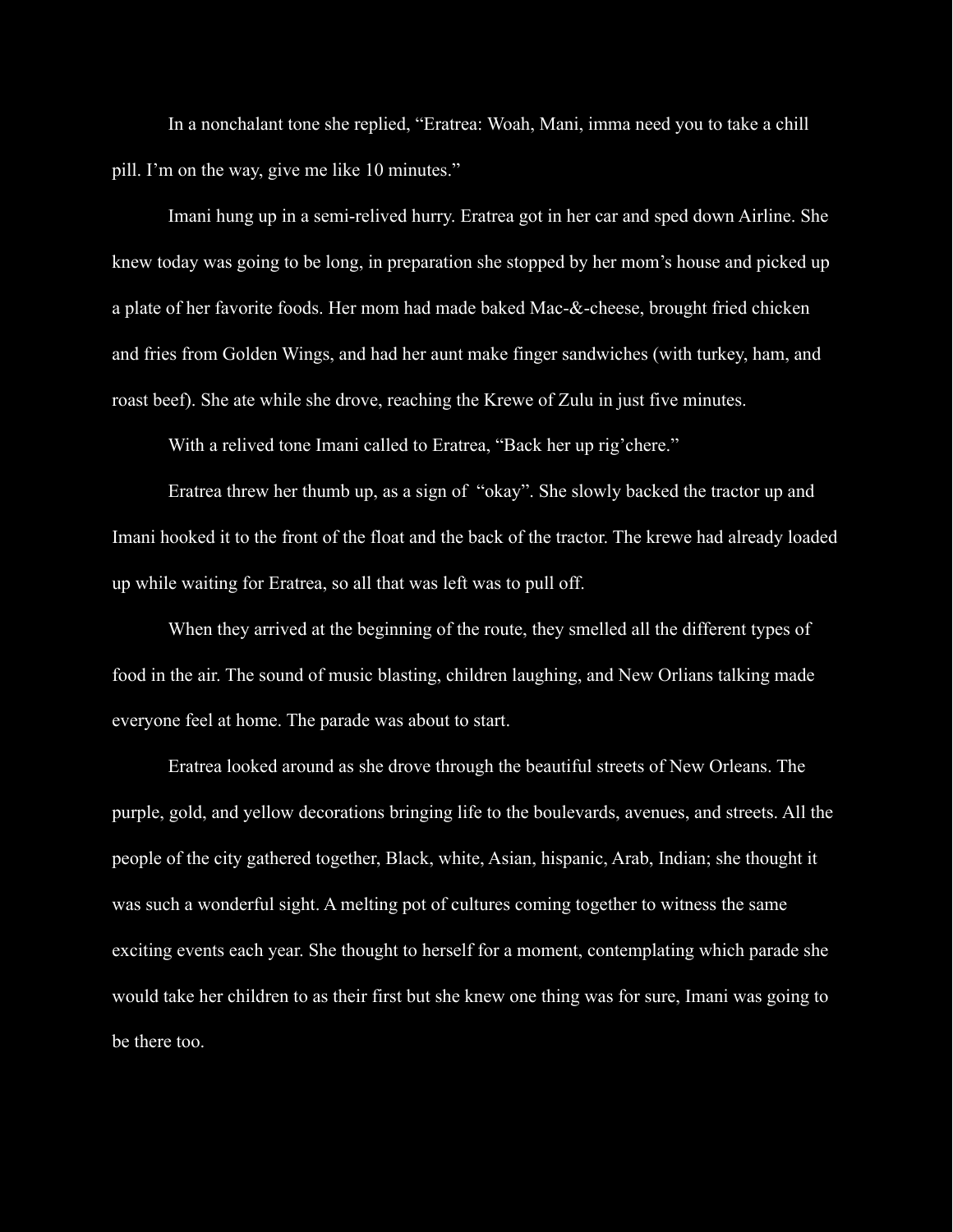In a nonchalant tone she replied, “Eratrea: Woah, Mani, imma need you to take a chill pill. I’m on the way, give me like 10 minutes.”

Imani hung up in a semi-relived hurry. Eratrea got in her car and sped down Airline. She knew today was going to be long, in preparation she stopped by her mom’s house and picked up a plate of her favorite foods. Her mom had made baked Mac-&-cheese, brought fried chicken and fries from Golden Wings, and had her aunt make finger sandwiches (with turkey, ham, and roast beef). She ate while she drove, reaching the Krewe of Zulu in just five minutes.

With a relived tone Imani called to Eratrea, “Back her up rig’chere.”

Eratrea threw her thumb up, as a sign of “okay”. She slowly backed the tractor up and Imani hooked it to the front of the float and the back of the tractor. The krewe had already loaded up while waiting for Eratrea, so all that was left was to pull off.

When they arrived at the beginning of the route, they smelled all the different types of food in the air. The sound of music blasting, children laughing, and New Orlians talking made everyone feel at home. The parade was about to start.

Eratrea looked around as she drove through the beautiful streets of New Orleans. The purple, gold, and yellow decorations bringing life to the boulevards, avenues, and streets. All the people of the city gathered together, Black, white, Asian, hispanic, Arab, Indian; she thought it was such a wonderful sight. A melting pot of cultures coming together to witness the same exciting events each year. She thought to herself for a moment, contemplating which parade she would take her children to as their first but she knew one thing was for sure, Imani was going to be there too.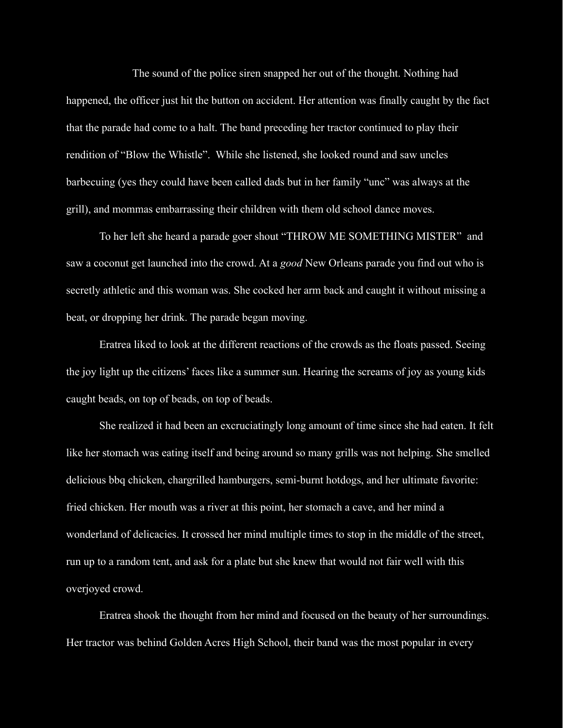The sound of the police siren snapped her out of the thought. Nothing had happened, the officer just hit the button on accident. Her attention was finally caught by the fact that the parade had come to a halt. The band preceding her tractor continued to play their rendition of "Blow the Whistle". While she listened, she looked round and saw uncles barbecuing (yes they could have been called dads but in her family "unc" was always at the grill), and mommas embarrassing their children with them old school dance moves.

To her left she heard a parade goer shout "THROW ME SOMETHING MISTER" and saw a coconut get launched into the crowd. At a *good* New Orleans parade you find out who is secretly athletic and this woman was. She cocked her arm back and caught it without missing a beat, or dropping her drink. The parade began moving.

Eratrea liked to look at the different reactions of the crowds as the floats passed. Seeing the joy light up the citizens' faces like a summer sun. Hearing the screams of joy as young kids caught beads, on top of beads, on top of beads.

She realized it had been an excruciatingly long amount of time since she had eaten. It felt like her stomach was eating itself and being around so many grills was not helping. She smelled delicious bbq chicken, chargrilled hamburgers, semi-burnt hotdogs, and her ultimate favorite: fried chicken. Her mouth was a river at this point, her stomach a cave, and her mind a wonderland of delicacies. It crossed her mind multiple times to stop in the middle of the street, run up to a random tent, and ask for a plate but she knew that would not fair well with this overjoyed crowd.

Eratrea shook the thought from her mind and focused on the beauty of her surroundings. Her tractor was behind Golden Acres High School, their band was the most popular in every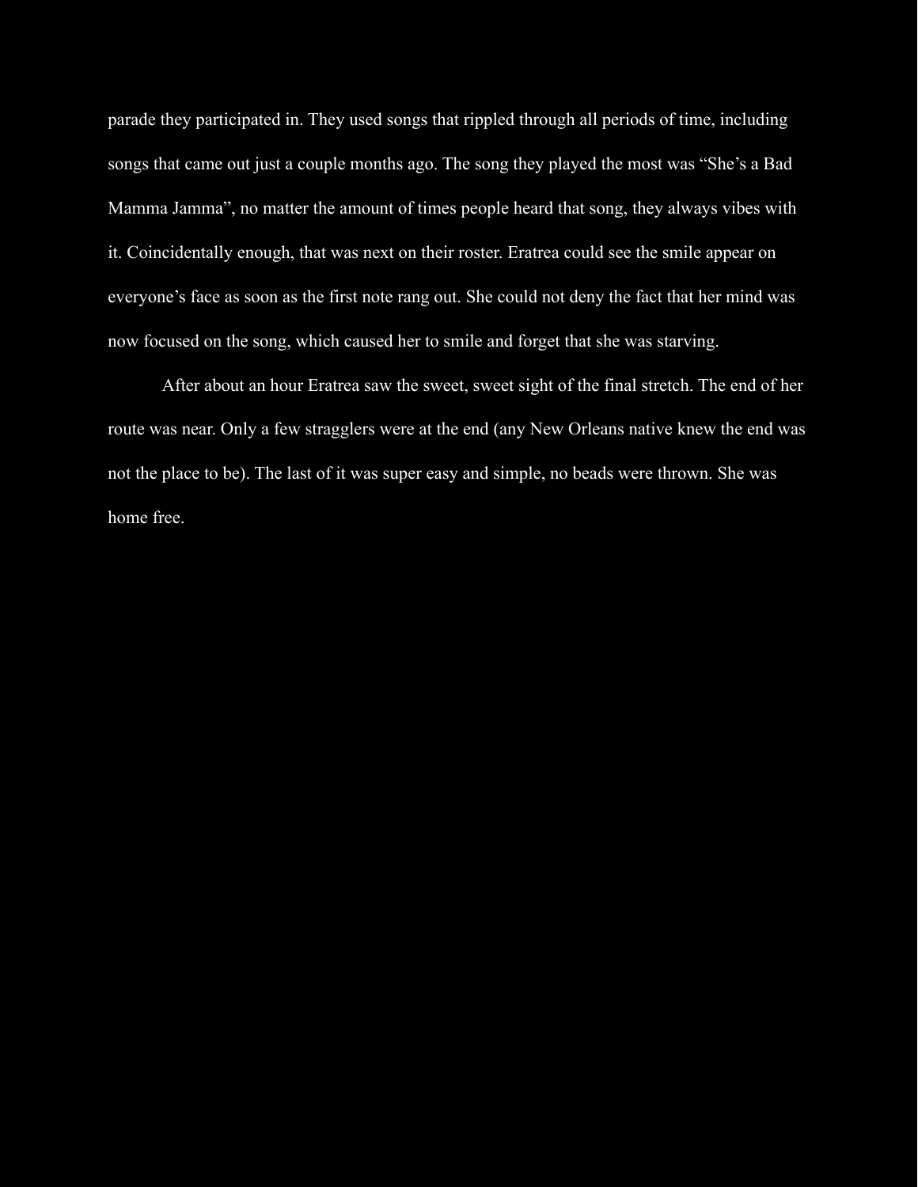parade they participated in. They used songs that rippled through all periods of time, including songs that came out just a couple months ago. The song they played the most was "She's a Bad Mamma Jamma", no matter the amount of times people heard that song, they always vibes with it. Coincidentally enough, that was next on their roster. Eratrea could see the smile appear on everyone's face as soon as the first note rang out. She could not deny the fact that her mind was now focused on the song, which caused her to smile and forget that she was starving.

After about an hour Eratrea saw the sweet, sweet sight of the final stretch. The end of her route was near. Only a few stragglers were at the end (any New Orleans native knew the end was not the place to be). The last of it was super easy and simple, no beads were thrown. She was home free.